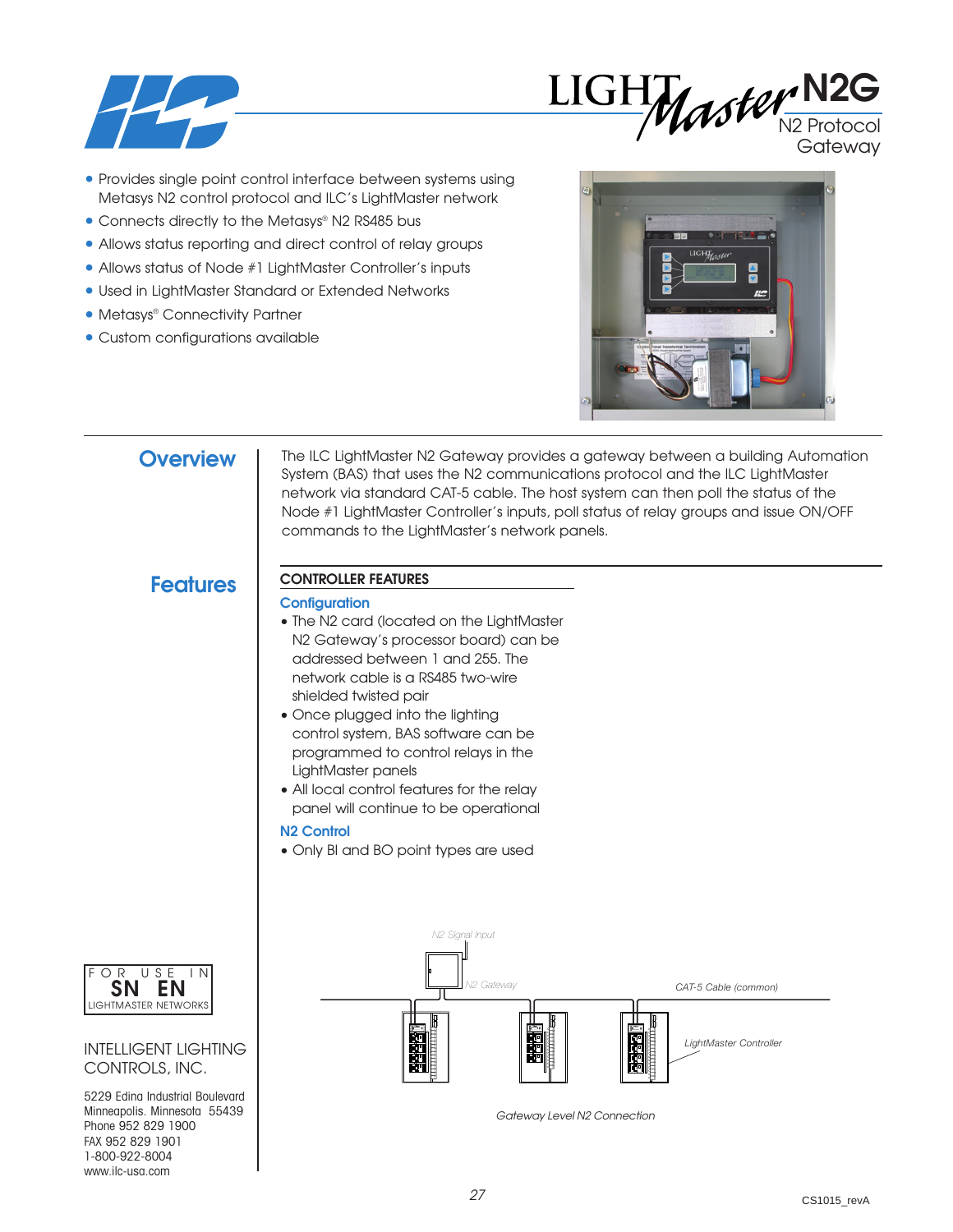# LIGHTMaster N2G

N2 Protocol Gateway

- Provides single point control interface between systems using Metasys N2 control protocol and ILC's LightMaster network
- Connects directly to the Metasys® N2 RS485 bus
- Allows status reporting and direct control of relay groups
- Allows status of Node #1 LightMaster Controller's inputs
- Used in LightMaster Standard or Extended Networks
- Metasys® Connectivity Partner
- Custom configurations available

## Overview

The ILC LightMaster N2 Gateway provides a gateway between a building Automation System (BAS) that uses the N2 communications protocol and the ILC LightMaster network via standard CAT-5 cable. The host system can then poll the status of the Node #1 LightMaster Controller's inputs, poll status of relay groups and issue ON/OFF commands to the LightMaster's network panels.

## Features

### CONTROLLER FEATURES

**Configuration**

- The N2 card (located on the LightMaster N2 Gateway's processor board) can be addressed between 1 and 255. The network cable is a RS485 two-wire shielded twisted pair
- Once plugged into the lighting control system, BAS software can be programmed to control relays in the LightMaster panels
- All local control features for the relay panel will continue to be operational

**N2 Control**

- Only BI and BO point types are used

N2 Signal Input

N2 Gateway

CAT-5 Cable (common)

LightMaster Controller

*Gateway Level N2 Connection*

FOR USE IN
SN EN
LIGHTMASTER NETWORKS

INTELLIGENT LIGHTING CONTROLS, INC.

5229 Edina Industrial Boulevard
Minneapolis, Minnesota 55439
Phone 952 829 1900
FAX 952 829 1901
1-800-922-8004
www.ilc-usa.com

CS1015_revA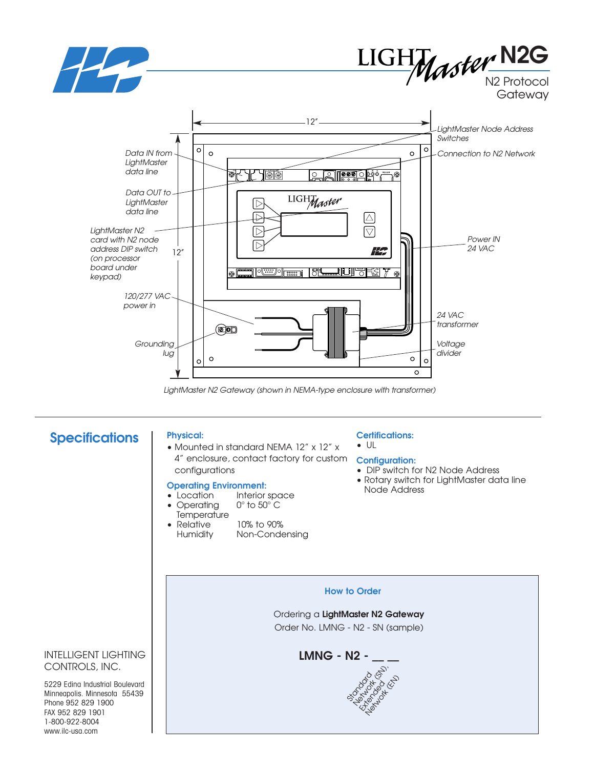LIGHTMaster N2G

N2 Protocol Gateway

12″

LightMaster Node Address Switches

Connection to N2 Network

Data IN from LightMaster data line

Data OUT to LightMaster data line

LightMaster N2 card with N2 node address DIP switch (on processor board under keypad)

12″

Power IN 24 VAC

120/277 VAC power in

24 VAC transformer

Grounding lug

Voltage divider

*LightMaster N2 Gateway (shown in NEMA-type enclosure with transformer)*

## Specifications

**Physical:**

- Mounted in standard NEMA 12″ x 12″ x 4″ enclosure, contact factory for custom configurations

**Operating Environment:**

| | |
|---|---|
| • Location | Interior space |
| • Operating Temperature | 0° to 50° C |
| • Relative Humidity | 10% to 90% Non-Condensing |

**Certifications:**

- UL

**Configuration:**

- DIP switch for N2 Node Address
- Rotary switch for LightMaster data line Node Address

**How to Order**

Ordering a **LightMaster N2 Gateway**

Order No. LMNG - N2 - SN (sample)

**LMNG - N2 - __ __**

Standard Network (SN), Extended Network (EN)

INTELLIGENT LIGHTING CONTROLS, INC.

5229 Edina Industrial Boulevard
Minneapolis. Minnesota 55439
Phone 952 829 1900
FAX 952 829 1901
1-800-922-8004
www.ilc-usa.com